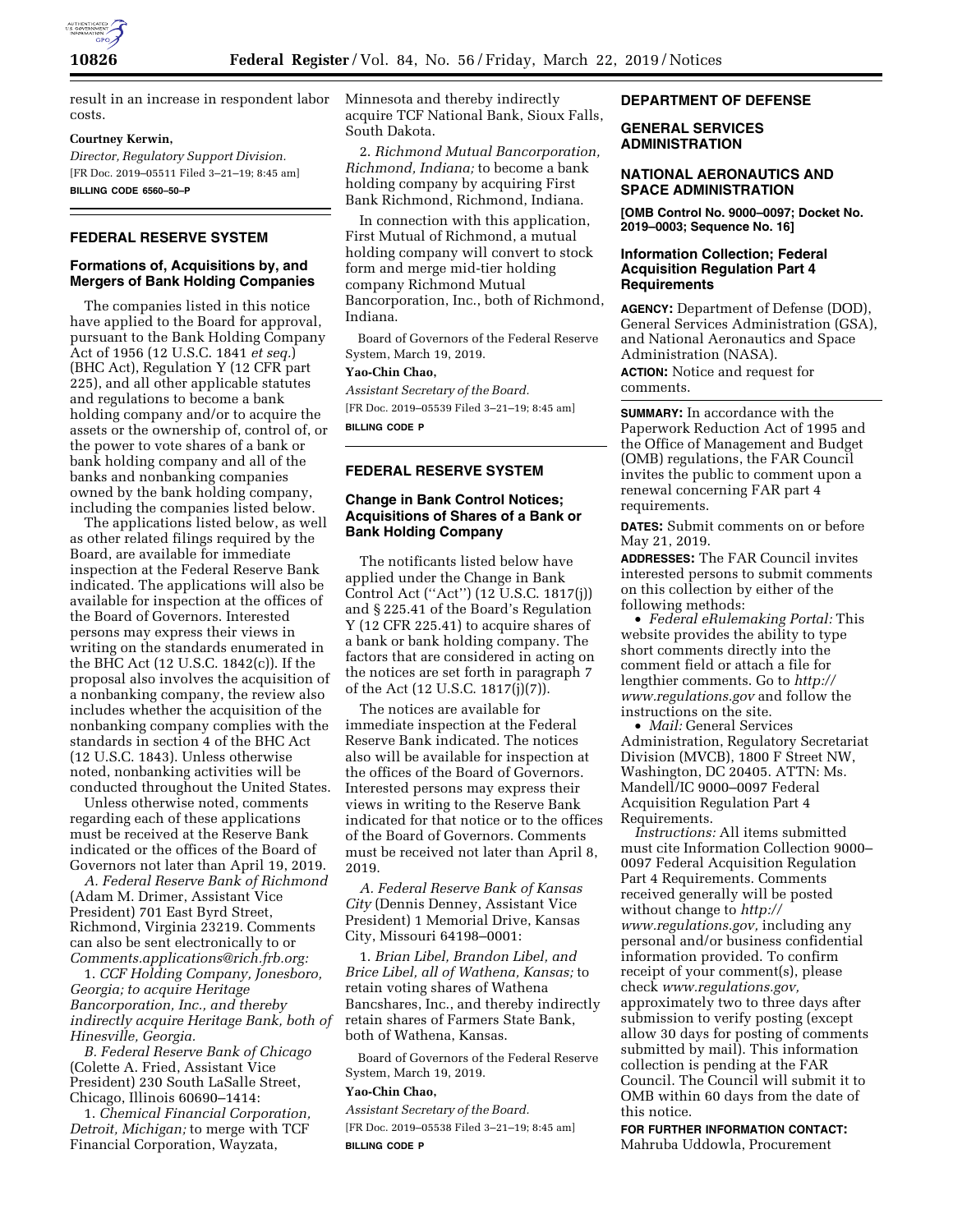result in an increase in respondent labor costs.

**Courtney Kerwin,**

*Director, Regulatory Support Division.*

[FR Doc. 2019–05511 Filed 3–21–19; 8:45 am]

**BILLING CODE 6560–50–P**

## FEDERAL RESERVE SYSTEM

### Formations of, Acquisitions by, and Mergers of Bank Holding Companies

The companies listed in this notice have applied to the Board for approval, pursuant to the Bank Holding Company Act of 1956 (12 U.S.C. 1841 *et seq.*) (BHC Act), Regulation Y (12 CFR part 225), and all other applicable statutes and regulations to become a bank holding company and/or to acquire the assets or the ownership of, control of, or the power to vote shares of a bank or bank holding company and all of the banks and nonbanking companies owned by the bank holding company, including the companies listed below.

The applications listed below, as well as other related filings required by the Board, are available for immediate inspection at the Federal Reserve Bank indicated. The applications will also be available for inspection at the offices of the Board of Governors. Interested persons may express their views in writing on the standards enumerated in the BHC Act (12 U.S.C. 1842(c)). If the proposal also involves the acquisition of a nonbanking company, the review also includes whether the acquisition of the nonbanking company complies with the standards in section 4 of the BHC Act (12 U.S.C. 1843). Unless otherwise noted, nonbanking activities will be conducted throughout the United States.

Unless otherwise noted, comments regarding each of these applications must be received at the Reserve Bank indicated or the offices of the Board of Governors not later than April 19, 2019.

*A. Federal Reserve Bank of Richmond* (Adam M. Drimer, Assistant Vice President) 701 East Byrd Street, Richmond, Virginia 23219. Comments can also be sent electronically to or *Comments.applications@rich.frb.org:*

1. *CCF Holding Company, Jonesboro, Georgia; to acquire Heritage Bancorporation, Inc., and thereby indirectly acquire Heritage Bank, both of Hinesville, Georgia.*

*B. Federal Reserve Bank of Chicago* (Colette A. Fried, Assistant Vice President) 230 South LaSalle Street, Chicago, Illinois 60690–1414:

1. *Chemical Financial Corporation, Detroit, Michigan;* to merge with TCF Financial Corporation, Wayzata, Minnesota and thereby indirectly acquire TCF National Bank, Sioux Falls, South Dakota.

2. *Richmond Mutual Bancorporation, Richmond, Indiana;* to become a bank holding company by acquiring First Bank Richmond, Richmond, Indiana.

In connection with this application, First Mutual of Richmond, a mutual holding company will convert to stock form and merge mid-tier holding company Richmond Mutual Bancorporation, Inc., both of Richmond, Indiana.

Board of Governors of the Federal Reserve System, March 19, 2019.

**Yao-Chin Chao,**

*Assistant Secretary of the Board.*

[FR Doc. 2019–05539 Filed 3–21–19; 8:45 am]

**BILLING CODE P**

## FEDERAL RESERVE SYSTEM

### Change in Bank Control Notices; Acquisitions of Shares of a Bank or Bank Holding Company

The notificants listed below have applied under the Change in Bank Control Act (''Act'') (12 U.S.C. 1817(j)) and § 225.41 of the Board's Regulation Y (12 CFR 225.41) to acquire shares of a bank or bank holding company. The factors that are considered in acting on the notices are set forth in paragraph 7 of the Act (12 U.S.C. 1817(j)(7)).

The notices are available for immediate inspection at the Federal Reserve Bank indicated. The notices also will be available for inspection at the offices of the Board of Governors. Interested persons may express their views in writing to the Reserve Bank indicated for that notice or to the offices of the Board of Governors. Comments must be received not later than April 8, 2019.

*A. Federal Reserve Bank of Kansas City* (Dennis Denney, Assistant Vice President) 1 Memorial Drive, Kansas City, Missouri 64198–0001:

1. *Brian Libel, Brandon Libel, and Brice Libel, all of Wathena, Kansas;* to retain voting shares of Wathena Bancshares, Inc., and thereby indirectly retain shares of Farmers State Bank, both of Wathena, Kansas.

Board of Governors of the Federal Reserve System, March 19, 2019.

**Yao-Chin Chao,**

*Assistant Secretary of the Board.*

[FR Doc. 2019–05538 Filed 3–21–19; 8:45 am]

**BILLING CODE P**

## DEPARTMENT OF DEFENSE

## GENERAL SERVICES ADMINISTRATION

## NATIONAL AERONAUTICS AND SPACE ADMINISTRATION

**[OMB Control No. 9000–0097; Docket No. 2019–0003; Sequence No. 16]**

### Information Collection; Federal Acquisition Regulation Part 4 Requirements

**AGENCY:** Department of Defense (DOD), General Services Administration (GSA), and National Aeronautics and Space Administration (NASA).

**ACTION:** Notice and request for comments.

**SUMMARY:** In accordance with the Paperwork Reduction Act of 1995 and the Office of Management and Budget (OMB) regulations, the FAR Council invites the public to comment upon a renewal concerning FAR part 4 requirements.

**DATES:** Submit comments on or before May 21, 2019.

**ADDRESSES:** The FAR Council invites interested persons to submit comments on this collection by either of the following methods:

- *Federal eRulemaking Portal:* This website provides the ability to type short comments directly into the comment field or attach a file for lengthier comments. Go to *http://www.regulations.gov* and follow the instructions on the site.
- *Mail:* General Services Administration, Regulatory Secretariat Division (MVCB), 1800 F Street NW, Washington, DC 20405. ATTN: Ms. Mandell/IC 9000–0097 Federal Acquisition Regulation Part 4 Requirements.

*Instructions:* All items submitted must cite Information Collection 9000–0097 Federal Acquisition Regulation Part 4 Requirements. Comments received generally will be posted without change to *http://www.regulations.gov,* including any personal and/or business confidential information provided. To confirm receipt of your comment(s), please check *www.regulations.gov,* approximately two to three days after submission to verify posting (except allow 30 days for posting of comments submitted by mail). This information collection is pending at the FAR Council. The Council will submit it to OMB within 60 days from the date of this notice.

**FOR FURTHER INFORMATION CONTACT:** Mahruba Uddowla, Procurement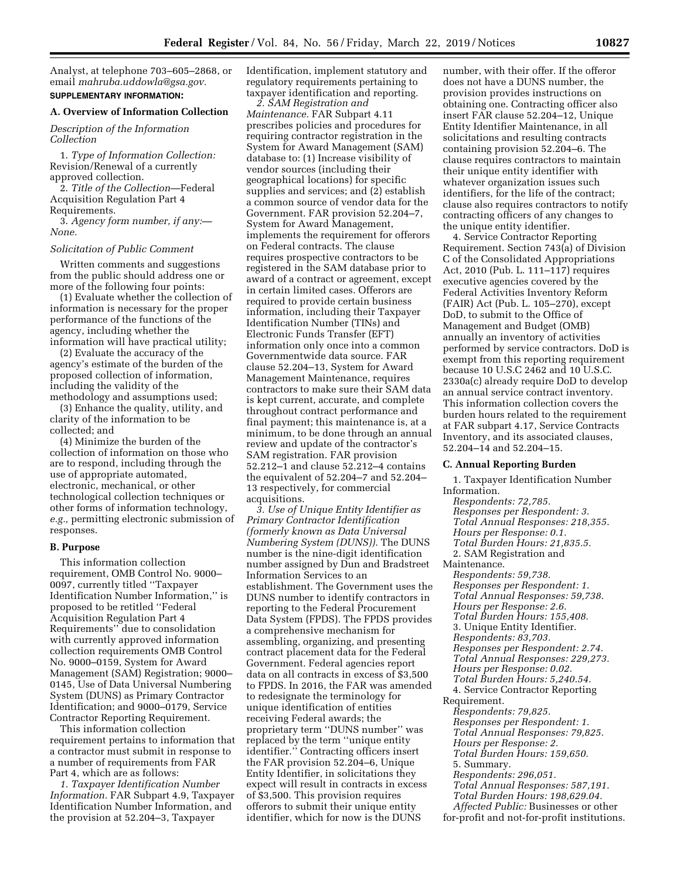Analyst, at telephone 703–605–2868, or email *mahruba.uddowla@gsa.gov.*

**SUPPLEMENTARY INFORMATION:**

### A. Overview of Information Collection

*Description of the Information Collection*

1. *Type of Information Collection:* Revision/Renewal of a currently approved collection.

2. *Title of the Collection*—Federal Acquisition Regulation Part 4 Requirements.

3. *Agency form number, if any:*—None.

*Solicitation of Public Comment*

Written comments and suggestions from the public should address one or more of the following four points:

(1) Evaluate whether the collection of information is necessary for the proper performance of the functions of the agency, including whether the information will have practical utility;

(2) Evaluate the accuracy of the agency's estimate of the burden of the proposed collection of information, including the validity of the methodology and assumptions used;

(3) Enhance the quality, utility, and clarity of the information to be collected; and

(4) Minimize the burden of the collection of information on those who are to respond, including through the use of appropriate automated, electronic, mechanical, or other technological collection techniques or other forms of information technology, *e.g.,* permitting electronic submission of responses.

### B. Purpose

This information collection requirement, OMB Control No. 9000–0097, currently titled ''Taxpayer Identification Number Information,'' is proposed to be retitled ''Federal Acquisition Regulation Part 4 Requirements'' due to consolidation with currently approved information collection requirements OMB Control No. 9000–0159, System for Award Management (SAM) Registration; 9000–0145, Use of Data Universal Numbering System (DUNS) as Primary Contractor Identification; and 9000–0179, Service Contractor Reporting Requirement.

This information collection requirement pertains to information that a contractor must submit in response to a number of requirements from FAR Part 4, which are as follows:

*1. Taxpayer Identification Number Information.* FAR Subpart 4.9, Taxpayer Identification Number Information, and the provision at 52.204–3, Taxpayer Identification, implement statutory and regulatory requirements pertaining to taxpayer identification and reporting.

*2. SAM Registration and Maintenance.* FAR Subpart 4.11 prescribes policies and procedures for requiring contractor registration in the System for Award Management (SAM) database to: (1) Increase visibility of vendor sources (including their geographical locations) for specific supplies and services; and (2) establish a common source of vendor data for the Government. FAR provision 52.204–7, System for Award Management, implements the requirement for offerors on Federal contracts. The clause requires prospective contractors to be registered in the SAM database prior to award of a contract or agreement, except in certain limited cases. Offerors are required to provide certain business information, including their Taxpayer Identification Number (TINs) and Electronic Funds Transfer (EFT) information only once into a common Governmentwide data source. FAR clause 52.204–13, System for Award Management Maintenance, requires contractors to make sure their SAM data is kept current, accurate, and complete throughout contract performance and final payment; this maintenance is, at a minimum, to be done through an annual review and update of the contractor's SAM registration. FAR provision 52.212–1 and clause 52.212–4 contains the equivalent of 52.204–7 and 52.204–13 respectively, for commercial acquisitions.

*3. Use of Unique Entity Identifier as Primary Contractor Identification (formerly known as Data Universal Numbering System (DUNS)).* The DUNS number is the nine-digit identification number assigned by Dun and Bradstreet Information Services to an establishment. The Government uses the DUNS number to identify contractors in reporting to the Federal Procurement Data System (FPDS). The FPDS provides a comprehensive mechanism for assembling, organizing, and presenting contract placement data for the Federal Government. Federal agencies report data on all contracts in excess of $3,500 to FPDS. In 2016, the FAR was amended to redesignate the terminology for unique identification of entities receiving Federal awards; the proprietary term ''DUNS number'' was replaced by the term ''unique entity identifier.'' Contracting officers insert the FAR provision 52.204–6, Unique Entity Identifier, in solicitations they expect will result in contracts in excess of $3,500. This provision requires offerors to submit their unique entity identifier, which for now is the DUNS number, with their offer. If the offeror does not have a DUNS number, the provision provides instructions on obtaining one. Contracting officer also insert FAR clause 52.204–12, Unique Entity Identifier Maintenance, in all solicitations and resulting contracts containing provision 52.204–6. The clause requires contractors to maintain their unique entity identifier with whatever organization issues such identifiers, for the life of the contract; clause also requires contractors to notify contracting officers of any changes to the unique entity identifier.

4. Service Contractor Reporting Requirement. Section 743(a) of Division C of the Consolidated Appropriations Act, 2010 (Pub. L. 111–117) requires executive agencies covered by the Federal Activities Inventory Reform (FAIR) Act (Pub. L. 105–270), except DoD, to submit to the Office of Management and Budget (OMB) annually an inventory of activities performed by service contractors. DoD is exempt from this reporting requirement because 10 U.S.C 2462 and 10 U.S.C. 2330a(c) already require DoD to develop an annual service contract inventory. This information collection covers the burden hours related to the requirement at FAR subpart 4.17, Service Contracts Inventory, and its associated clauses, 52.204–14 and 52.204–15.

### C. Annual Reporting Burden

1. Taxpayer Identification Number Information.
*Respondents: 72,785.*
*Responses per Respondent: 3.*
*Total Annual Responses: 218,355.*
*Hours per Response: 0.1.*
*Total Burden Hours: 21,835.5.*

2. SAM Registration and Maintenance.
*Respondents: 59,738.*
*Responses per Respondent: 1.*
*Total Annual Responses: 59,738.*
*Hours per Response: 2.6.*
*Total Burden Hours: 155,408.*

3. Unique Entity Identifier.
*Respondents: 83,703.*
*Responses per Respondent: 2.74.*
*Total Annual Responses: 229,273.*
*Hours per Response: 0.02.*
*Total Burden Hours: 5,240.54.*

4. Service Contractor Reporting Requirement.
*Respondents: 79,825.*
*Responses per Respondent: 1.*
*Total Annual Responses: 79,825.*
*Hours per Response: 2.*
*Total Burden Hours: 159,650.*

5. Summary.
*Respondents: 296,051.*
*Total Annual Responses: 587,191.*
*Total Burden Hours: 198,629.04.*

*Affected Public:* Businesses or other for-profit and not-for-profit institutions.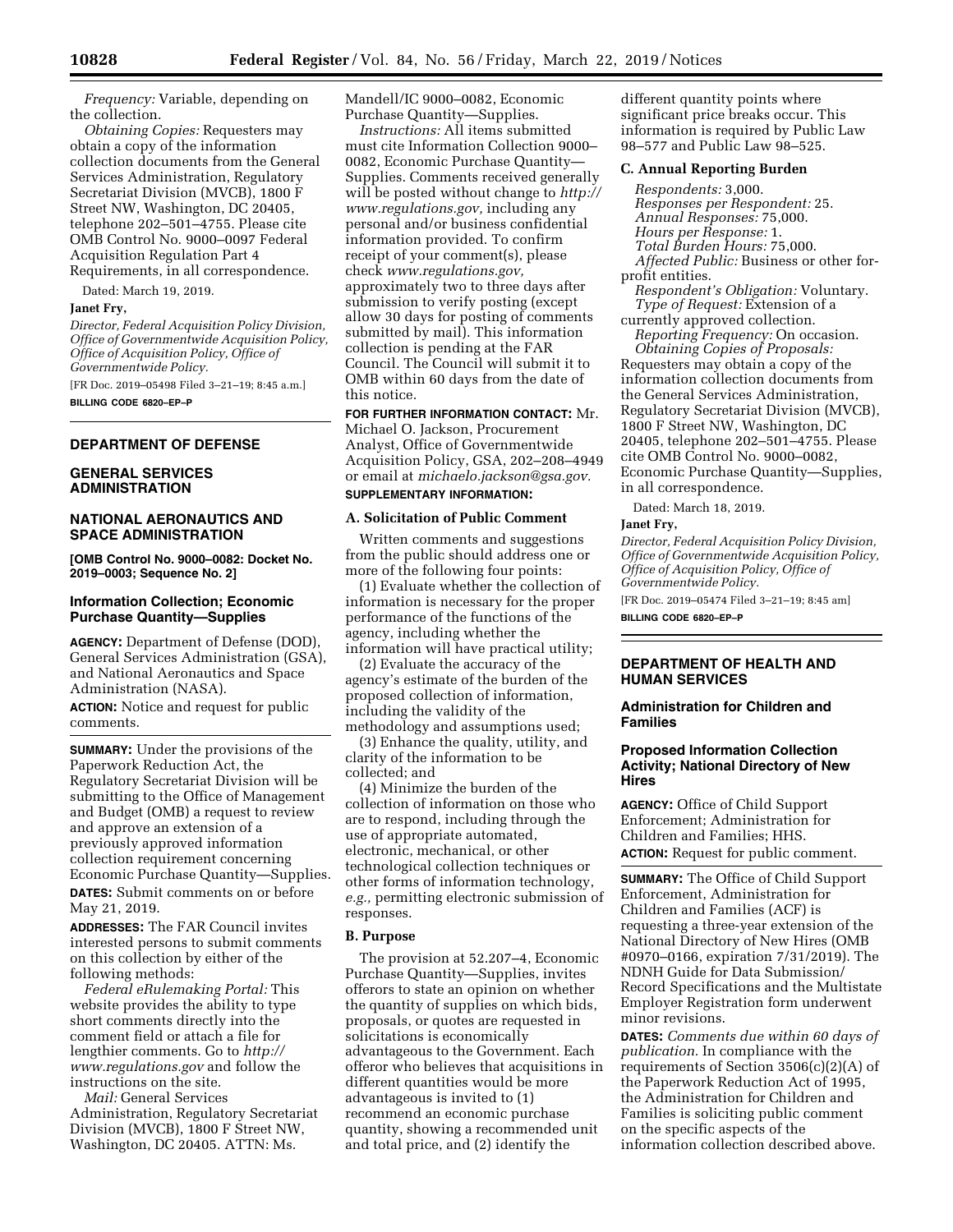*Frequency:* Variable, depending on the collection.

*Obtaining Copies:* Requesters may obtain a copy of the information collection documents from the General Services Administration, Regulatory Secretariat Division (MVCB), 1800 F Street NW, Washington, DC 20405, telephone 202–501–4755. Please cite OMB Control No. 9000–0097 Federal Acquisition Regulation Part 4 Requirements, in all correspondence.

Dated: March 19, 2019.

**Janet Fry,**

*Director, Federal Acquisition Policy Division, Office of Governmentwide Acquisition Policy, Office of Acquisition Policy, Office of Governmentwide Policy.*

[FR Doc. 2019–05498 Filed 3–21–19; 8:45 a.m.]

**BILLING CODE 6820–EP–P**

---

## DEPARTMENT OF DEFENSE

## GENERAL SERVICES ADMINISTRATION

## NATIONAL AERONAUTICS AND SPACE ADMINISTRATION

**[OMB Control No. 9000–0082: Docket No. 2019–0003; Sequence No. 2]**

### Information Collection; Economic Purchase Quantity—Supplies

**AGENCY:** Department of Defense (DOD), General Services Administration (GSA), and National Aeronautics and Space Administration (NASA).

**ACTION:** Notice and request for public comments.

**SUMMARY:** Under the provisions of the Paperwork Reduction Act, the Regulatory Secretariat Division will be submitting to the Office of Management and Budget (OMB) a request to review and approve an extension of a previously approved information collection requirement concerning Economic Purchase Quantity—Supplies.

**DATES:** Submit comments on or before May 21, 2019.

**ADDRESSES:** The FAR Council invites interested persons to submit comments on this collection by either of the following methods:

*Federal eRulemaking Portal:* This website provides the ability to type short comments directly into the comment field or attach a file for lengthier comments. Go to *http://www.regulations.gov* and follow the instructions on the site.

*Mail:* General Services Administration, Regulatory Secretariat Division (MVCB), 1800 F Street NW, Washington, DC 20405. ATTN: Ms. Mandell/IC 9000–0082, Economic Purchase Quantity—Supplies.

*Instructions:* All items submitted must cite Information Collection 9000–0082, Economic Purchase Quantity—Supplies. Comments received generally will be posted without change to *http://www.regulations.gov,* including any personal and/or business confidential information provided. To confirm receipt of your comment(s), please check *www.regulations.gov,* approximately two to three days after submission to verify posting (except allow 30 days for posting of comments submitted by mail). This information collection is pending at the FAR Council. The Council will submit it to OMB within 60 days from the date of this notice.

**FOR FURTHER INFORMATION CONTACT:** Mr. Michael O. Jackson, Procurement Analyst, Office of Governmentwide Acquisition Policy, GSA, 202–208–4949 or email at *michaelo.jackson@gsa.gov.*

**SUPPLEMENTARY INFORMATION:**

#### A. Solicitation of Public Comment

Written comments and suggestions from the public should address one or more of the following four points:

(1) Evaluate whether the collection of information is necessary for the proper performance of the functions of the agency, including whether the information will have practical utility;

(2) Evaluate the accuracy of the agency's estimate of the burden of the proposed collection of information, including the validity of the methodology and assumptions used;

(3) Enhance the quality, utility, and clarity of the information to be collected; and

(4) Minimize the burden of the collection of information on those who are to respond, including through the use of appropriate automated, electronic, mechanical, or other technological collection techniques or other forms of information technology, *e.g.,* permitting electronic submission of responses.

#### B. Purpose

The provision at 52.207–4, Economic Purchase Quantity—Supplies, invites offerors to state an opinion on whether the quantity of supplies on which bids, proposals, or quotes are requested in solicitations is economically advantageous to the Government. Each offeror who believes that acquisitions in different quantities would be more advantageous is invited to (1) recommend an economic purchase quantity, showing a recommended unit and total price, and (2) identify the different quantity points where significant price breaks occur. This information is required by Public Law 98–577 and Public Law 98–525.

#### C. Annual Reporting Burden

*Respondents:* 3,000.
*Responses per Respondent:* 25.
*Annual Responses:* 75,000.
*Hours per Response:* 1.
*Total Burden Hours:* 75,000.
*Affected Public:* Business or other for-profit entities.
*Respondent's Obligation:* Voluntary.
*Type of Request:* Extension of a currently approved collection.
*Reporting Frequency:* On occasion.
*Obtaining Copies of Proposals:* Requesters may obtain a copy of the information collection documents from the General Services Administration, Regulatory Secretariat Division (MVCB), 1800 F Street NW, Washington, DC 20405, telephone 202–501–4755. Please cite OMB Control No. 9000–0082, Economic Purchase Quantity—Supplies, in all correspondence.

Dated: March 18, 2019.

**Janet Fry,**

*Director, Federal Acquisition Policy Division, Office of Governmentwide Acquisition Policy, Office of Acquisition Policy, Office of Governmentwide Policy.*

[FR Doc. 2019–05474 Filed 3–21–19; 8:45 am]

**BILLING CODE 6820–EP–P**

---

## DEPARTMENT OF HEALTH AND HUMAN SERVICES

### Administration for Children and Families

### Proposed Information Collection Activity; National Directory of New Hires

**AGENCY:** Office of Child Support Enforcement; Administration for Children and Families; HHS.

**ACTION:** Request for public comment.

**SUMMARY:** The Office of Child Support Enforcement, Administration for Children and Families (ACF) is requesting a three-year extension of the National Directory of New Hires (OMB #0970–0166, expiration 7/31/2019). The NDNH Guide for Data Submission/Record Specifications and the Multistate Employer Registration form underwent minor revisions.

**DATES:** *Comments due within 60 days of publication.* In compliance with the requirements of Section 3506(c)(2)(A) of the Paperwork Reduction Act of 1995, the Administration for Children and Families is soliciting public comment on the specific aspects of the information collection described above.